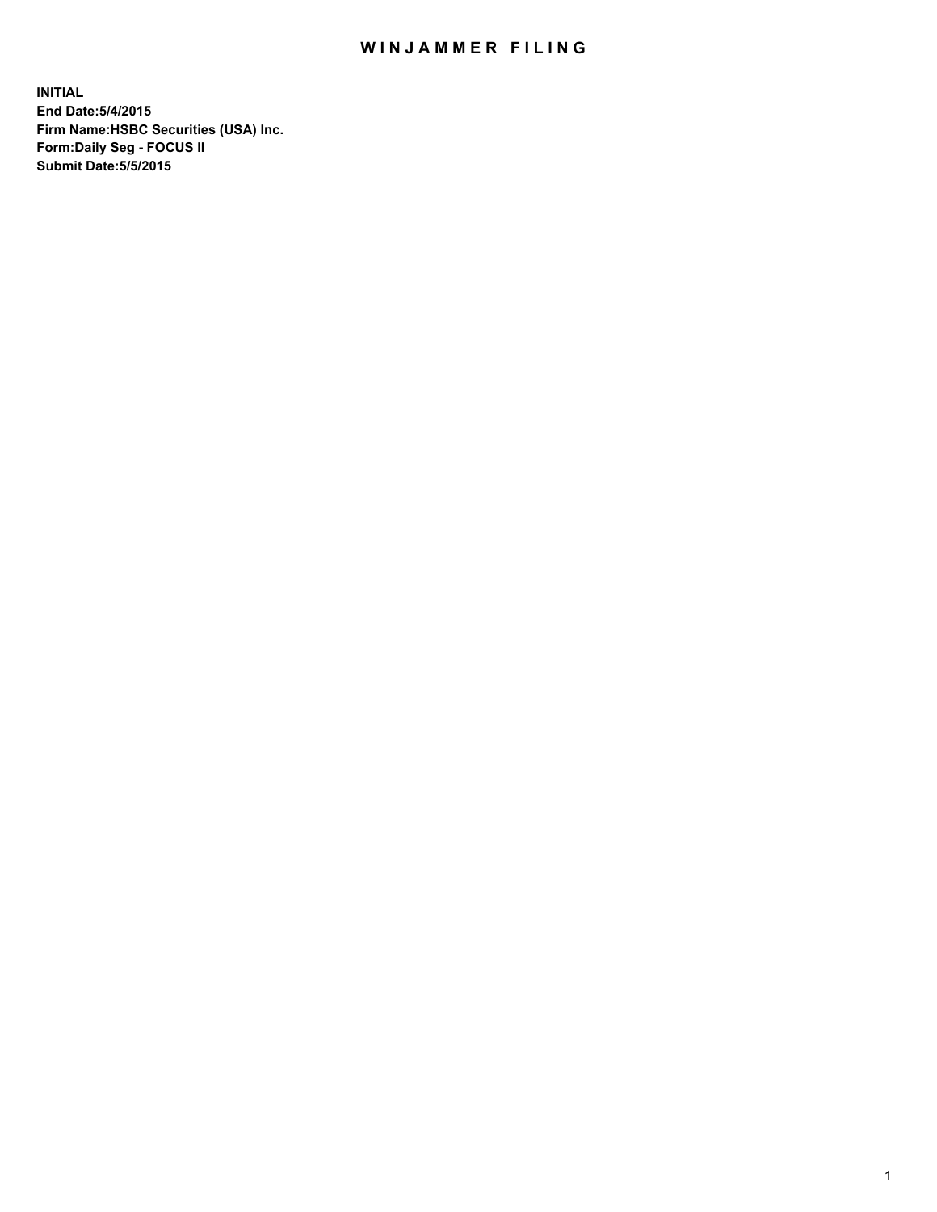# WINJAMMER FILING

**INITIAL**
**End Date:5/4/2015**
**Firm Name:HSBC Securities (USA) Inc.**
**Form:Daily Seg - FOCUS II**
**Submit Date:5/5/2015**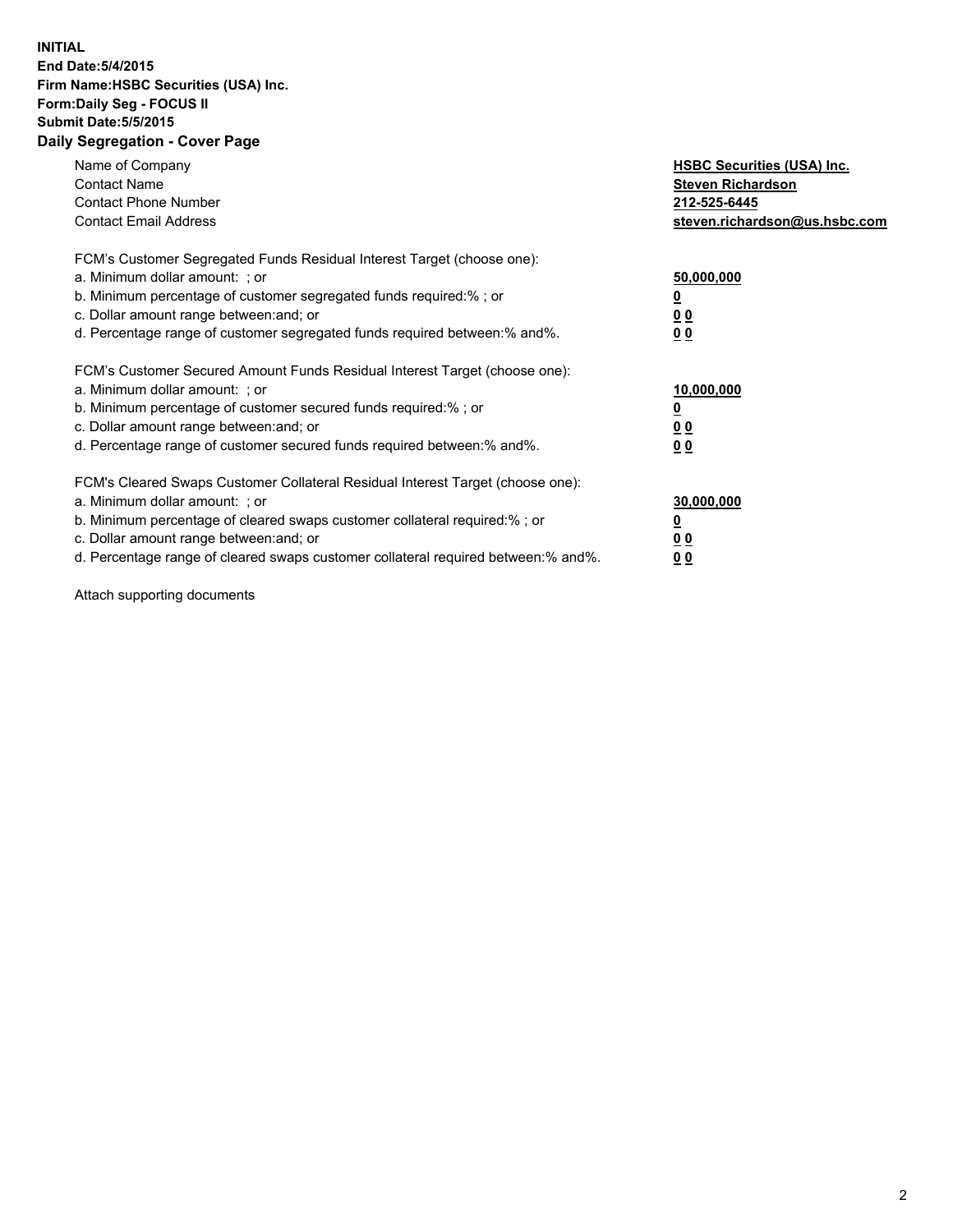**INITIAL**
**End Date:5/4/2015**
**Firm Name:HSBC Securities (USA) Inc.**
**Form:Daily Seg - FOCUS II**
**Submit Date:5/5/2015**

## Daily Segregation - Cover Page

| | |
|---|---|
| Name of Company | **HSBC Securities (USA) Inc.** |
| Contact Name | **Steven Richardson** |
| Contact Phone Number | **212-525-6445** |
| Contact Email Address | **steven.richardson@us.hsbc.com** |
| FCM's Customer Segregated Funds Residual Interest Target (choose one): | |
| a. Minimum dollar amount: ; or | **50,000,000** |
| b. Minimum percentage of customer segregated funds required:% ; or | **0** |
| c. Dollar amount range between:and; or | **0 0** |
| d. Percentage range of customer segregated funds required between:% and%. | **0 0** |
| FCM's Customer Secured Amount Funds Residual Interest Target (choose one): | |
| a. Minimum dollar amount: ; or | **10,000,000** |
| b. Minimum percentage of customer secured funds required:% ; or | **0** |
| c. Dollar amount range between:and; or | **0 0** |
| d. Percentage range of customer secured funds required between:% and%. | **0 0** |
| FCM's Cleared Swaps Customer Collateral Residual Interest Target (choose one): | |
| a. Minimum dollar amount: ; or | **30,000,000** |
| b. Minimum percentage of cleared swaps customer collateral required:% ; or | **0** |
| c. Dollar amount range between:and; or | **0 0** |
| d. Percentage range of cleared swaps customer collateral required between:% and%. | **0 0** |

Attach supporting documents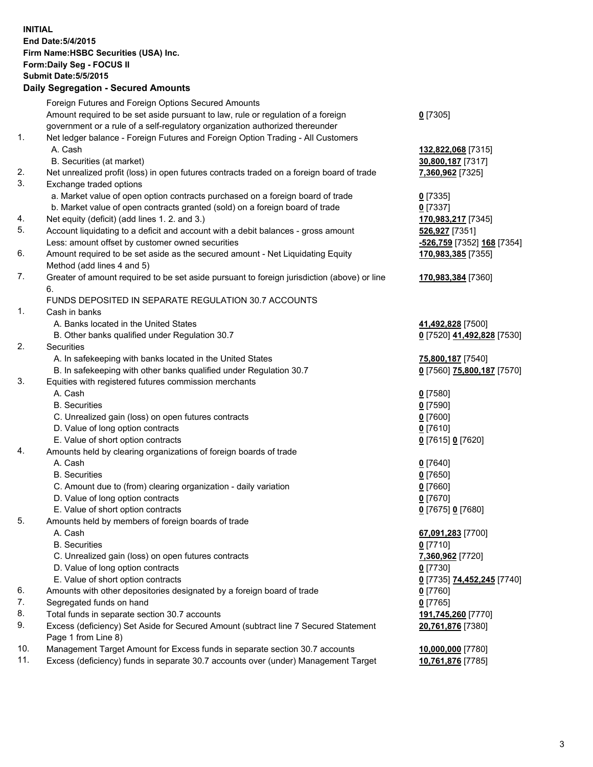**INITIAL**
**End Date:5/4/2015**
**Firm Name:HSBC Securities (USA) Inc.**
**Form:Daily Seg - FOCUS II**
**Submit Date:5/5/2015**

## Daily Segregation - Secured Amounts

| | | |
|---|---|---|
| | Foreign Futures and Foreign Options Secured Amounts | |
| | Amount required to be set aside pursuant to law, rule or regulation of a foreign government or a rule of a self-regulatory organization authorized thereunder | **0** [7305] |
| 1. | Net ledger balance - Foreign Futures and Foreign Option Trading - All Customers | |
| | A. Cash | **132,822,068** [7315] |
| | B. Securities (at market) | **30,800,187** [7317] |
| 2. | Net unrealized profit (loss) in open futures contracts traded on a foreign board of trade | **7,360,962** [7325] |
| 3. | Exchange traded options | |
| | a. Market value of open option contracts purchased on a foreign board of trade | **0** [7335] |
| | b. Market value of open contracts granted (sold) on a foreign board of trade | **0** [7337] |
| 4. | Net equity (deficit) (add lines 1. 2. and 3.) | **170,983,217** [7345] |
| 5. | Account liquidating to a deficit and account with a debit balances - gross amount | **526,927** [7351] |
| | Less: amount offset by customer owned securities | **-526,759** [7352] **168** [7354] |
| 6. | Amount required to be set aside as the secured amount - Net Liquidating Equity Method (add lines 4 and 5) | **170,983,385** [7355] |
| 7. | Greater of amount required to be set aside pursuant to foreign jurisdiction (above) or line 6. | **170,983,384** [7360] |
| | FUNDS DEPOSITED IN SEPARATE REGULATION 30.7 ACCOUNTS | |
| 1. | Cash in banks | |
| | A. Banks located in the United States | **41,492,828** [7500] |
| | B. Other banks qualified under Regulation 30.7 | **0** [7520] **41,492,828** [7530] |
| 2. | Securities | |
| | A. In safekeeping with banks located in the United States | **75,800,187** [7540] |
| | B. In safekeeping with other banks qualified under Regulation 30.7 | **0** [7560] **75,800,187** [7570] |
| 3. | Equities with registered futures commission merchants | |
| | A. Cash | **0** [7580] |
| | B. Securities | **0** [7590] |
| | C. Unrealized gain (loss) on open futures contracts | **0** [7600] |
| | D. Value of long option contracts | **0** [7610] |
| | E. Value of short option contracts | **0** [7615] **0** [7620] |
| 4. | Amounts held by clearing organizations of foreign boards of trade | |
| | A. Cash | **0** [7640] |
| | B. Securities | **0** [7650] |
| | C. Amount due to (from) clearing organization - daily variation | **0** [7660] |
| | D. Value of long option contracts | **0** [7670] |
| | E. Value of short option contracts | **0** [7675] **0** [7680] |
| 5. | Amounts held by members of foreign boards of trade | |
| | A. Cash | **67,091,283** [7700] |
| | B. Securities | **0** [7710] |
| | C. Unrealized gain (loss) on open futures contracts | **7,360,962** [7720] |
| | D. Value of long option contracts | **0** [7730] |
| | E. Value of short option contracts | **0** [7735] **74,452,245** [7740] |
| 6. | Amounts with other depositories designated by a foreign board of trade | **0** [7760] |
| 7. | Segregated funds on hand | **0** [7765] |
| 8. | Total funds in separate section 30.7 accounts | **191,745,260** [7770] |
| 9. | Excess (deficiency) Set Aside for Secured Amount (subtract line 7 Secured Statement Page 1 from Line 8) | **20,761,876** [7380] |
| 10. | Management Target Amount for Excess funds in separate section 30.7 accounts | **10,000,000** [7780] |
| 11. | Excess (deficiency) funds in separate 30.7 accounts over (under) Management Target | **10,761,876** [7785] |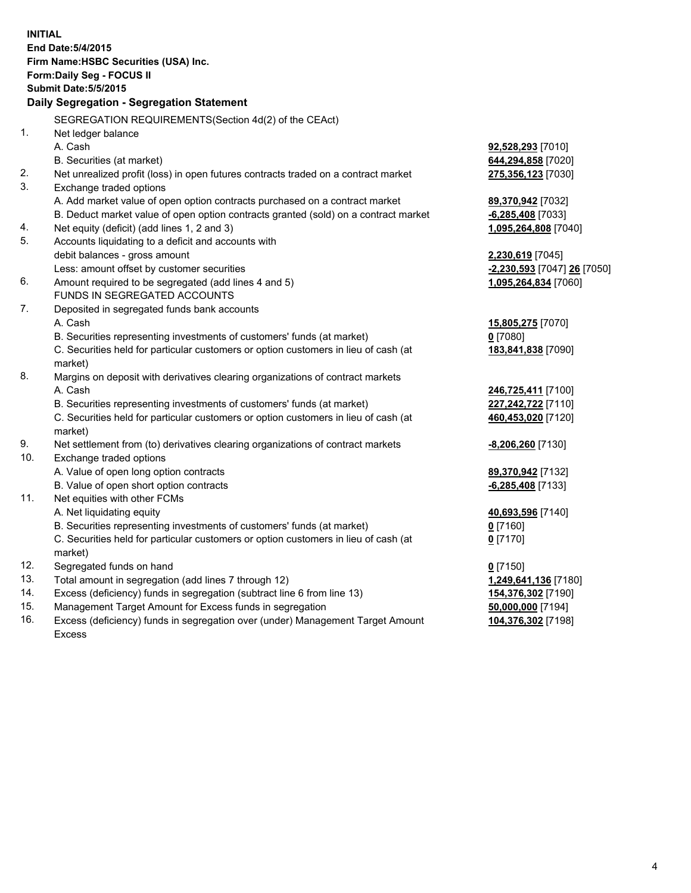**INITIAL**
**End Date:5/4/2015**
**Firm Name:HSBC Securities (USA) Inc.**
**Form:Daily Seg - FOCUS II**
**Submit Date:5/5/2015**

### Daily Segregation - Segregation Statement

| | | |
|---|---|---|
| | SEGREGATION REQUIREMENTS(Section 4d(2) of the CEAct) | |
| 1. | Net ledger balance | |
| | A. Cash | **92,528,293** [7010] |
| | B. Securities (at market) | **644,294,858** [7020] |
| 2. | Net unrealized profit (loss) in open futures contracts traded on a contract market | **275,356,123** [7030] |
| 3. | Exchange traded options | |
| | A. Add market value of open option contracts purchased on a contract market | **89,370,942** [7032] |
| | B. Deduct market value of open option contracts granted (sold) on a contract market | **-6,285,408** [7033] |
| 4. | Net equity (deficit) (add lines 1, 2 and 3) | **1,095,264,808** [7040] |
| 5. | Accounts liquidating to a deficit and accounts with | |
| | debit balances - gross amount | **2,230,619** [7045] |
| | Less: amount offset by customer securities | **-2,230,593** [7047] **26** [7050] |
| 6. | Amount required to be segregated (add lines 4 and 5) | **1,095,264,834** [7060] |
| | FUNDS IN SEGREGATED ACCOUNTS | |
| 7. | Deposited in segregated funds bank accounts | |
| | A. Cash | **15,805,275** [7070] |
| | B. Securities representing investments of customers' funds (at market) | **0** [7080] |
| | C. Securities held for particular customers or option customers in lieu of cash (at market) | **183,841,838** [7090] |
| 8. | Margins on deposit with derivatives clearing organizations of contract markets | |
| | A. Cash | **246,725,411** [7100] |
| | B. Securities representing investments of customers' funds (at market) | **227,242,722** [7110] |
| | C. Securities held for particular customers or option customers in lieu of cash (at market) | **460,453,020** [7120] |
| 9. | Net settlement from (to) derivatives clearing organizations of contract markets | **-8,206,260** [7130] |
| 10. | Exchange traded options | |
| | A. Value of open long option contracts | **89,370,942** [7132] |
| | B. Value of open short option contracts | **-6,285,408** [7133] |
| 11. | Net equities with other FCMs | |
| | A. Net liquidating equity | **40,693,596** [7140] |
| | B. Securities representing investments of customers' funds (at market) | **0** [7160] |
| | C. Securities held for particular customers or option customers in lieu of cash (at market) | **0** [7170] |
| 12. | Segregated funds on hand | **0** [7150] |
| 13. | Total amount in segregation (add lines 7 through 12) | **1,249,641,136** [7180] |
| 14. | Excess (deficiency) funds in segregation (subtract line 6 from line 13) | **154,376,302** [7190] |
| 15. | Management Target Amount for Excess funds in segregation | **50,000,000** [7194] |
| 16. | Excess (deficiency) funds in segregation over (under) Management Target Amount Excess | **104,376,302** [7198] |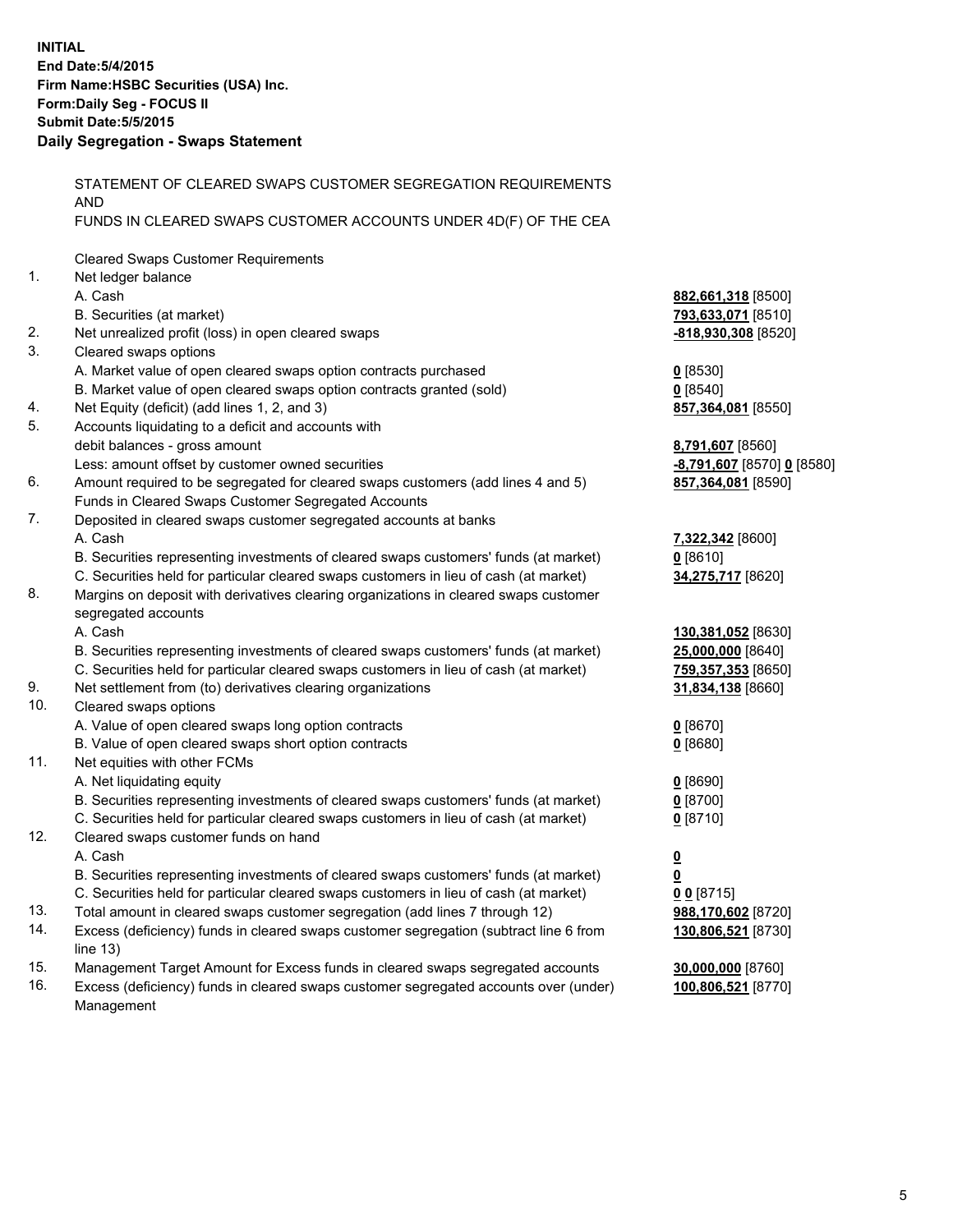**INITIAL**
**End Date:5/4/2015**
**Firm Name:HSBC Securities (USA) Inc.**
**Form:Daily Seg - FOCUS II**
**Submit Date:5/5/2015**
**Daily Segregation - Swaps Statement**

STATEMENT OF CLEARED SWAPS CUSTOMER SEGREGATION REQUIREMENTS AND FUNDS IN CLEARED SWAPS CUSTOMER ACCOUNTS UNDER 4D(F) OF THE CEA

| | | |
|---|---|---|
| | Cleared Swaps Customer Requirements | |
| 1. | Net ledger balance | |
| | A. Cash | 882,661,318 [8500] |
| | B. Securities (at market) | 793,633,071 [8510] |
| 2. | Net unrealized profit (loss) in open cleared swaps | -818,930,308 [8520] |
| 3. | Cleared swaps options | |
| | A. Market value of open cleared swaps option contracts purchased | 0 [8530] |
| | B. Market value of open cleared swaps option contracts granted (sold) | 0 [8540] |
| 4. | Net Equity (deficit) (add lines 1, 2, and 3) | 857,364,081 [8550] |
| 5. | Accounts liquidating to a deficit and accounts with debit balances - gross amount | 8,791,607 [8560] |
| | Less: amount offset by customer owned securities | -8,791,607 [8570] 0 [8580] |
| 6. | Amount required to be segregated for cleared swaps customers (add lines 4 and 5) | 857,364,081 [8590] |
| | Funds in Cleared Swaps Customer Segregated Accounts | |
| 7. | Deposited in cleared swaps customer segregated accounts at banks | |
| | A. Cash | 7,322,342 [8600] |
| | B. Securities representing investments of cleared swaps customers' funds (at market) | 0 [8610] |
| | C. Securities held for particular cleared swaps customers in lieu of cash (at market) | 34,275,717 [8620] |
| 8. | Margins on deposit with derivatives clearing organizations in cleared swaps customer segregated accounts | |
| | A. Cash | 130,381,052 [8630] |
| | B. Securities representing investments of cleared swaps customers' funds (at market) | 25,000,000 [8640] |
| | C. Securities held for particular cleared swaps customers in lieu of cash (at market) | 759,357,353 [8650] |
| 9. | Net settlement from (to) derivatives clearing organizations | 31,834,138 [8660] |
| 10. | Cleared swaps options | |
| | A. Value of open cleared swaps long option contracts | 0 [8670] |
| | B. Value of open cleared swaps short option contracts | 0 [8680] |
| 11. | Net equities with other FCMs | |
| | A. Net liquidating equity | 0 [8690] |
| | B. Securities representing investments of cleared swaps customers' funds (at market) | 0 [8700] |
| | C. Securities held for particular cleared swaps customers in lieu of cash (at market) | 0 [8710] |
| 12. | Cleared swaps customer funds on hand | |
| | A. Cash | 0 |
| | B. Securities representing investments of cleared swaps customers' funds (at market) | 0 |
| | C. Securities held for particular cleared swaps customers in lieu of cash (at market) | 0 0 [8715] |
| 13. | Total amount in cleared swaps customer segregation (add lines 7 through 12) | 988,170,602 [8720] |
| 14. | Excess (deficiency) funds in cleared swaps customer segregation (subtract line 6 from line 13) | 130,806,521 [8730] |
| 15. | Management Target Amount for Excess funds in cleared swaps segregated accounts | 30,000,000 [8760] |
| 16. | Excess (deficiency) funds in cleared swaps customer segregated accounts over (under) Management | 100,806,521 [8770] |